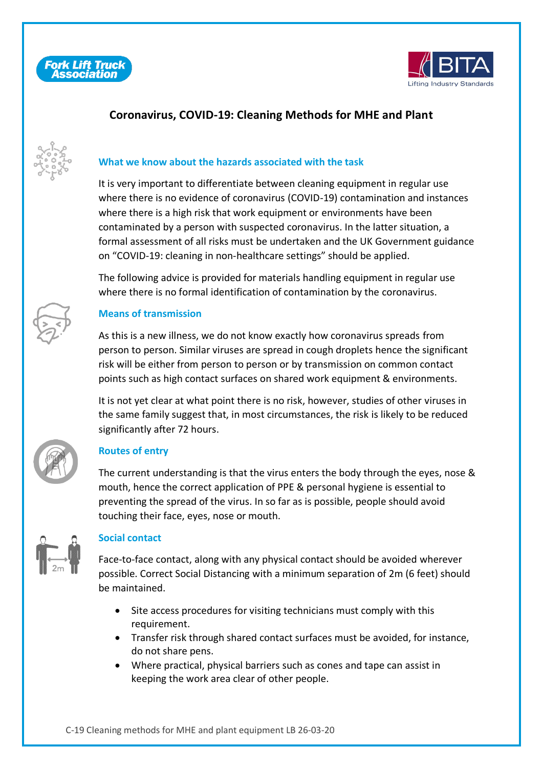# Coronavirus, COVID-19: Cleaning Methods for MHE and Plant

## What we know about the hazards associated with the task

It is very important to differentiate between cleaning equipment in regular use where there is no evidence of coronavirus (COVID-19) contamination and instances where there is a high risk that work equipment or environments have been contaminated by a person with suspected coronavirus. In the latter situation, a formal assessment of all risks must be undertaken and the UK Government guidance on "COVID-19: cleaning in non-healthcare settings" should be applied.

The following advice is provided for materials handling equipment in regular use where there is no formal identification of contamination by the coronavirus.

## Means of transmission

As this is a new illness, we do not know exactly how coronavirus spreads from person to person. Similar viruses are spread in cough droplets hence the significant risk will be either from person to person or by transmission on common contact points such as high contact surfaces on shared work equipment & environments.

It is not yet clear at what point there is no risk, however, studies of other viruses in the same family suggest that, in most circumstances, the risk is likely to be reduced significantly after 72 hours.

## Routes of entry

The current understanding is that the virus enters the body through the eyes, nose & mouth, hence the correct application of PPE & personal hygiene is essential to preventing the spread of the virus. In so far as is possible, people should avoid touching their face, eyes, nose or mouth.

## Social contact

Face-to-face contact, along with any physical contact should be avoided wherever possible. Correct Social Distancing with a minimum separation of 2m (6 feet) should be maintained.

- Site access procedures for visiting technicians must comply with this requirement.
- Transfer risk through shared contact surfaces must be avoided, for instance, do not share pens.
- Where practical, physical barriers such as cones and tape can assist in keeping the work area clear of other people.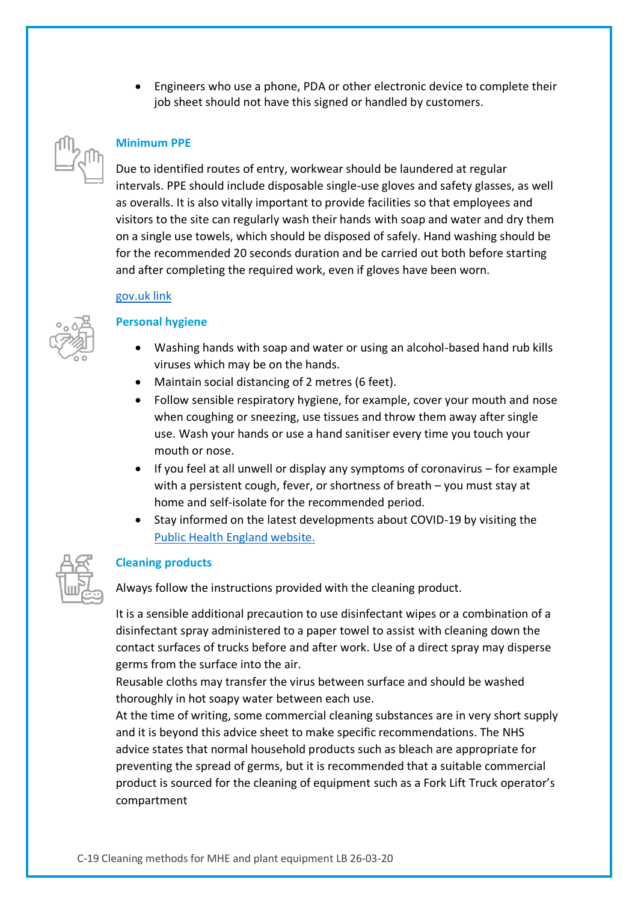- Engineers who use a phone, PDA or other electronic device to complete their job sheet should not have this signed or handled by customers.

## Minimum PPE

Due to identified routes of entry, workwear should be laundered at regular intervals. PPE should include disposable single-use gloves and safety glasses, as well as overalls. It is also vitally important to provide facilities so that employees and visitors to the site can regularly wash their hands with soap and water and dry them on a single use towels, which should be disposed of safely. Hand washing should be for the recommended 20 seconds duration and be carried out both before starting and after completing the required work, even if gloves have been worn.

gov.uk link

## Personal hygiene

- Washing hands with soap and water or using an alcohol-based hand rub kills viruses which may be on the hands.
- Maintain social distancing of 2 metres (6 feet).
- Follow sensible respiratory hygiene, for example, cover your mouth and nose when coughing or sneezing, use tissues and throw them away after single use. Wash your hands or use a hand sanitiser every time you touch your mouth or nose.
- If you feel at all unwell or display any symptoms of coronavirus – for example with a persistent cough, fever, or shortness of breath – you must stay at home and self-isolate for the recommended period.
- Stay informed on the latest developments about COVID-19 by visiting the Public Health England website.

## Cleaning products

Always follow the instructions provided with the cleaning product.

It is a sensible additional precaution to use disinfectant wipes or a combination of a disinfectant spray administered to a paper towel to assist with cleaning down the contact surfaces of trucks before and after work. Use of a direct spray may disperse germs from the surface into the air.
Reusable cloths may transfer the virus between surface and should be washed thoroughly in hot soapy water between each use.
At the time of writing, some commercial cleaning substances are in very short supply and it is beyond this advice sheet to make specific recommendations. The NHS advice states that normal household products such as bleach are appropriate for preventing the spread of germs, but it is recommended that a suitable commercial product is sourced for the cleaning of equipment such as a Fork Lift Truck operator's compartment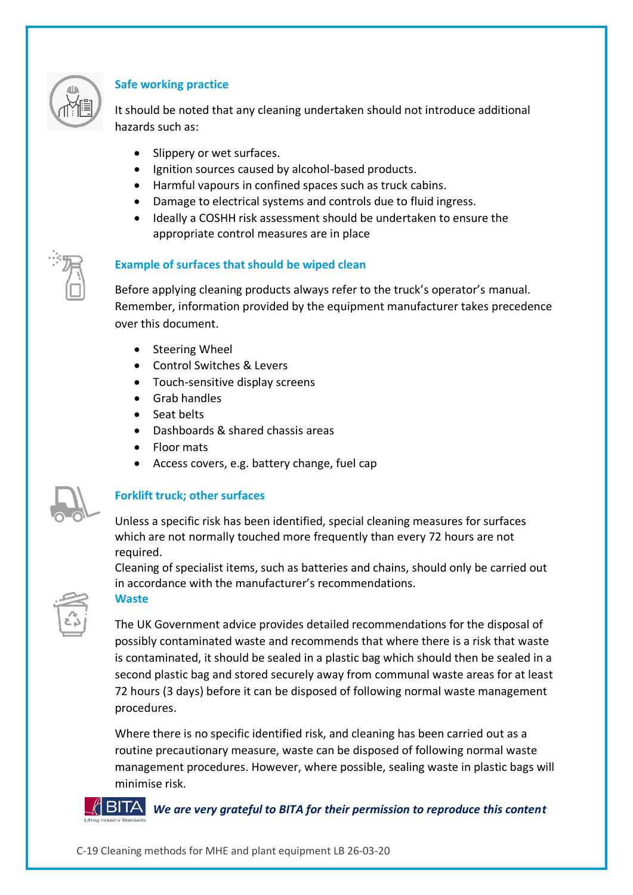## Safe working practice

It should be noted that any cleaning undertaken should not introduce additional hazards such as:

- Slippery or wet surfaces.
- Ignition sources caused by alcohol-based products.
- Harmful vapours in confined spaces such as truck cabins.
- Damage to electrical systems and controls due to fluid ingress.
- Ideally a COSHH risk assessment should be undertaken to ensure the appropriate control measures are in place

## Example of surfaces that should be wiped clean

Before applying cleaning products always refer to the truck's operator's manual. Remember, information provided by the equipment manufacturer takes precedence over this document.

- Steering Wheel
- Control Switches & Levers
- Touch-sensitive display screens
- Grab handles
- Seat belts
- Dashboards & shared chassis areas
- Floor mats
- Access covers, e.g. battery change, fuel cap

## Forklift truck; other surfaces

Unless a specific risk has been identified, special cleaning measures for surfaces which are not normally touched more frequently than every 72 hours are not required.

Cleaning of specialist items, such as batteries and chains, should only be carried out in accordance with the manufacturer's recommendations.

## Waste

The UK Government advice provides detailed recommendations for the disposal of possibly contaminated waste and recommends that where there is a risk that waste is contaminated, it should be sealed in a plastic bag which should then be sealed in a second plastic bag and stored securely away from communal waste areas for at least 72 hours (3 days) before it can be disposed of following normal waste management procedures.

Where there is no specific identified risk, and cleaning has been carried out as a routine precautionary measure, waste can be disposed of following normal waste management procedures. However, where possible, sealing waste in plastic bags will minimise risk.

BITA Lifting Industry Standards

***We are very grateful to BITA for their permission to reproduce this content***

C-19 Cleaning methods for MHE and plant equipment LB 26-03-20